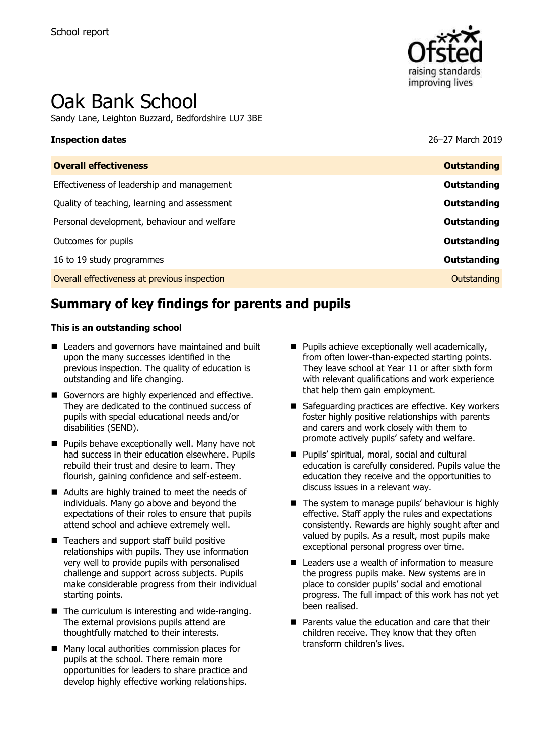School report

# Oak Bank School

Sandy Lane, Leighton Buzzard, Bedfordshire LU7 3BE

**Inspection dates** 26–27 March 2019

| **Overall effectiveness** | **Outstanding** |
|---|---|
| Effectiveness of leadership and management | **Outstanding** |
| Quality of teaching, learning and assessment | **Outstanding** |
| Personal development, behaviour and welfare | **Outstanding** |
| Outcomes for pupils | **Outstanding** |
| 16 to 19 study programmes | **Outstanding** |
| Overall effectiveness at previous inspection | Outstanding |

## Summary of key findings for parents and pupils

**This is an outstanding school**

- Leaders and governors have maintained and built upon the many successes identified in the previous inspection. The quality of education is outstanding and life changing.
- Governors are highly experienced and effective. They are dedicated to the continued success of pupils with special educational needs and/or disabilities (SEND).
- Pupils behave exceptionally well. Many have not had success in their education elsewhere. Pupils rebuild their trust and desire to learn. They flourish, gaining confidence and self-esteem.
- Adults are highly trained to meet the needs of individuals. Many go above and beyond the expectations of their roles to ensure that pupils attend school and achieve extremely well.
- Teachers and support staff build positive relationships with pupils. They use information very well to provide pupils with personalised challenge and support across subjects. Pupils make considerable progress from their individual starting points.
- The curriculum is interesting and wide-ranging. The external provisions pupils attend are thoughtfully matched to their interests.
- Many local authorities commission places for pupils at the school. There remain more opportunities for leaders to share practice and develop highly effective working relationships.
- Pupils achieve exceptionally well academically, from often lower-than-expected starting points. They leave school at Year 11 or after sixth form with relevant qualifications and work experience that help them gain employment.
- Safeguarding practices are effective. Key workers foster highly positive relationships with parents and carers and work closely with them to promote actively pupils' safety and welfare.
- Pupils' spiritual, moral, social and cultural education is carefully considered. Pupils value the education they receive and the opportunities to discuss issues in a relevant way.
- The system to manage pupils' behaviour is highly effective. Staff apply the rules and expectations consistently. Rewards are highly sought after and valued by pupils. As a result, most pupils make exceptional personal progress over time.
- Leaders use a wealth of information to measure the progress pupils make. New systems are in place to consider pupils' social and emotional progress. The full impact of this work has not yet been realised.
- Parents value the education and care that their children receive. They know that they often transform children's lives.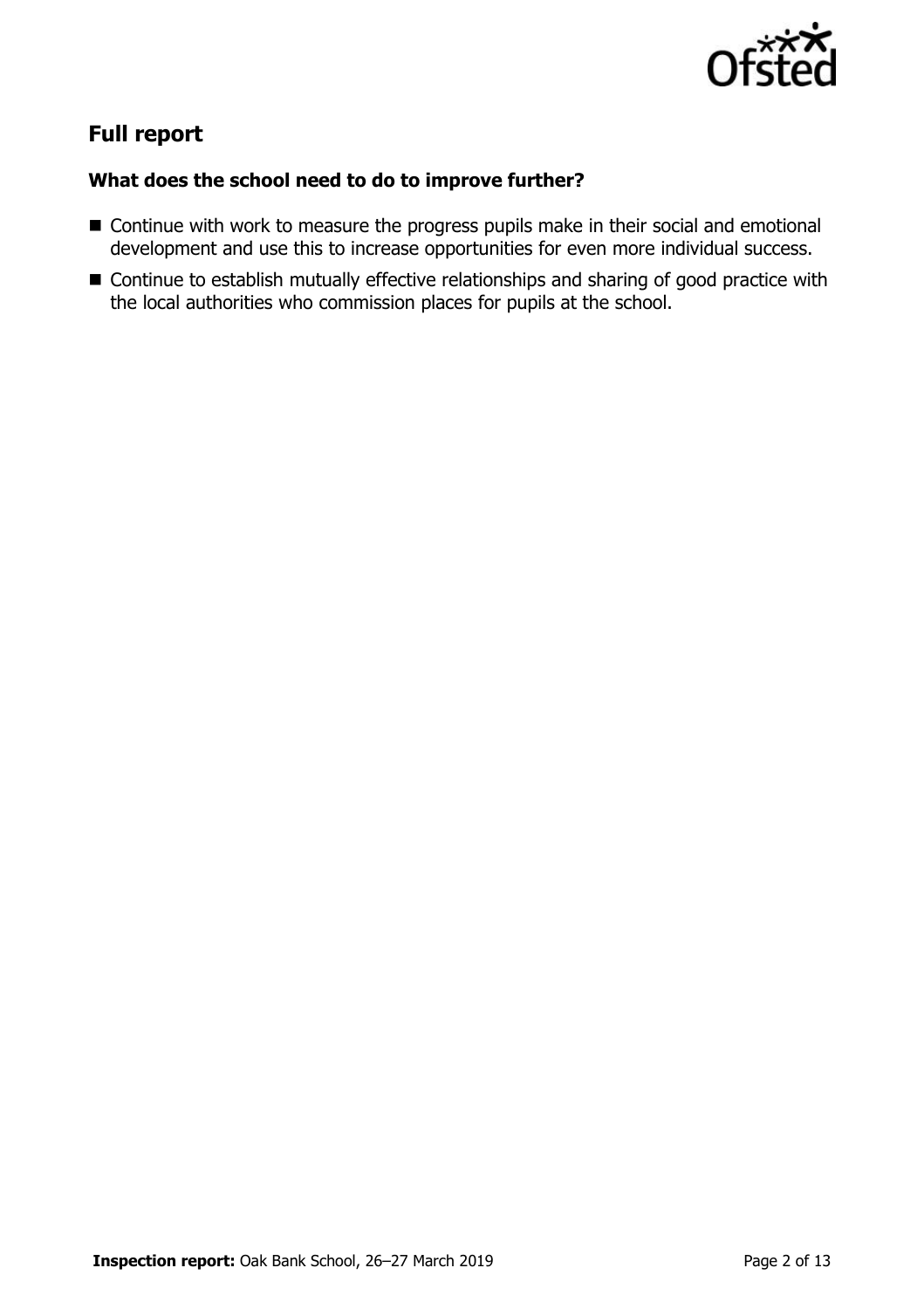## Full report

### What does the school need to do to improve further?

- Continue with work to measure the progress pupils make in their social and emotional development and use this to increase opportunities for even more individual success.
- Continue to establish mutually effective relationships and sharing of good practice with the local authorities who commission places for pupils at the school.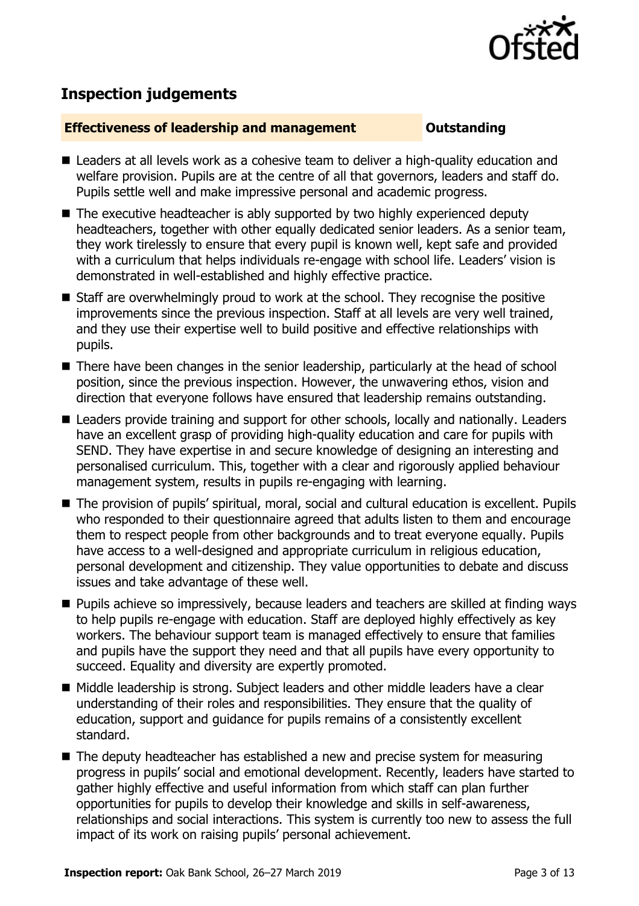## Inspection judgements

### Effectiveness of leadership and management — Outstanding

- Leaders at all levels work as a cohesive team to deliver a high-quality education and welfare provision. Pupils are at the centre of all that governors, leaders and staff do. Pupils settle well and make impressive personal and academic progress.
- The executive headteacher is ably supported by two highly experienced deputy headteachers, together with other equally dedicated senior leaders. As a senior team, they work tirelessly to ensure that every pupil is known well, kept safe and provided with a curriculum that helps individuals re-engage with school life. Leaders' vision is demonstrated in well-established and highly effective practice.
- Staff are overwhelmingly proud to work at the school. They recognise the positive improvements since the previous inspection. Staff at all levels are very well trained, and they use their expertise well to build positive and effective relationships with pupils.
- There have been changes in the senior leadership, particularly at the head of school position, since the previous inspection. However, the unwavering ethos, vision and direction that everyone follows have ensured that leadership remains outstanding.
- Leaders provide training and support for other schools, locally and nationally. Leaders have an excellent grasp of providing high-quality education and care for pupils with SEND. They have expertise in and secure knowledge of designing an interesting and personalised curriculum. This, together with a clear and rigorously applied behaviour management system, results in pupils re-engaging with learning.
- The provision of pupils' spiritual, moral, social and cultural education is excellent. Pupils who responded to their questionnaire agreed that adults listen to them and encourage them to respect people from other backgrounds and to treat everyone equally. Pupils have access to a well-designed and appropriate curriculum in religious education, personal development and citizenship. They value opportunities to debate and discuss issues and take advantage of these well.
- Pupils achieve so impressively, because leaders and teachers are skilled at finding ways to help pupils re-engage with education. Staff are deployed highly effectively as key workers. The behaviour support team is managed effectively to ensure that families and pupils have the support they need and that all pupils have every opportunity to succeed. Equality and diversity are expertly promoted.
- Middle leadership is strong. Subject leaders and other middle leaders have a clear understanding of their roles and responsibilities. They ensure that the quality of education, support and guidance for pupils remains of a consistently excellent standard.
- The deputy headteacher has established a new and precise system for measuring progress in pupils' social and emotional development. Recently, leaders have started to gather highly effective and useful information from which staff can plan further opportunities for pupils to develop their knowledge and skills in self-awareness, relationships and social interactions. This system is currently too new to assess the full impact of its work on raising pupils' personal achievement.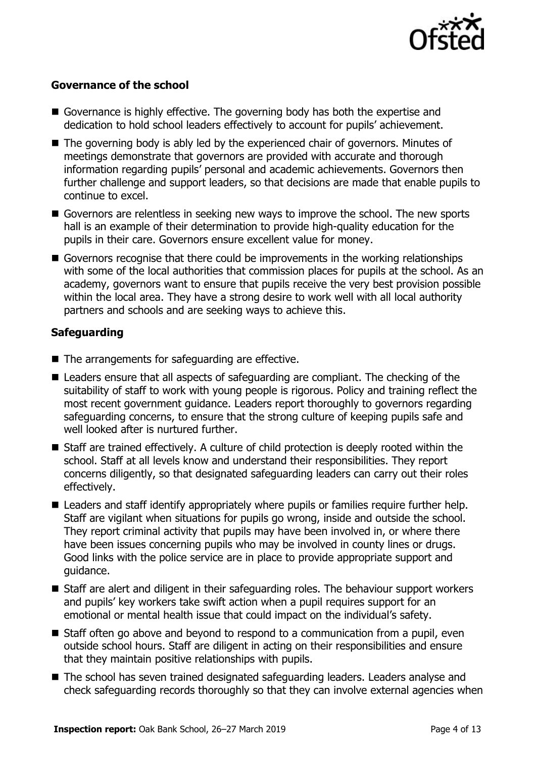### Governance of the school

- Governance is highly effective. The governing body has both the expertise and dedication to hold school leaders effectively to account for pupils' achievement.
- The governing body is ably led by the experienced chair of governors. Minutes of meetings demonstrate that governors are provided with accurate and thorough information regarding pupils' personal and academic achievements. Governors then further challenge and support leaders, so that decisions are made that enable pupils to continue to excel.
- Governors are relentless in seeking new ways to improve the school. The new sports hall is an example of their determination to provide high-quality education for the pupils in their care. Governors ensure excellent value for money.
- Governors recognise that there could be improvements in the working relationships with some of the local authorities that commission places for pupils at the school. As an academy, governors want to ensure that pupils receive the very best provision possible within the local area. They have a strong desire to work well with all local authority partners and schools and are seeking ways to achieve this.

### Safeguarding

- The arrangements for safeguarding are effective.
- Leaders ensure that all aspects of safeguarding are compliant. The checking of the suitability of staff to work with young people is rigorous. Policy and training reflect the most recent government guidance. Leaders report thoroughly to governors regarding safeguarding concerns, to ensure that the strong culture of keeping pupils safe and well looked after is nurtured further.
- Staff are trained effectively. A culture of child protection is deeply rooted within the school. Staff at all levels know and understand their responsibilities. They report concerns diligently, so that designated safeguarding leaders can carry out their roles effectively.
- Leaders and staff identify appropriately where pupils or families require further help. Staff are vigilant when situations for pupils go wrong, inside and outside the school. They report criminal activity that pupils may have been involved in, or where there have been issues concerning pupils who may be involved in county lines or drugs. Good links with the police service are in place to provide appropriate support and guidance.
- Staff are alert and diligent in their safeguarding roles. The behaviour support workers and pupils' key workers take swift action when a pupil requires support for an emotional or mental health issue that could impact on the individual's safety.
- Staff often go above and beyond to respond to a communication from a pupil, even outside school hours. Staff are diligent in acting on their responsibilities and ensure that they maintain positive relationships with pupils.
- The school has seven trained designated safeguarding leaders. Leaders analyse and check safeguarding records thoroughly so that they can involve external agencies when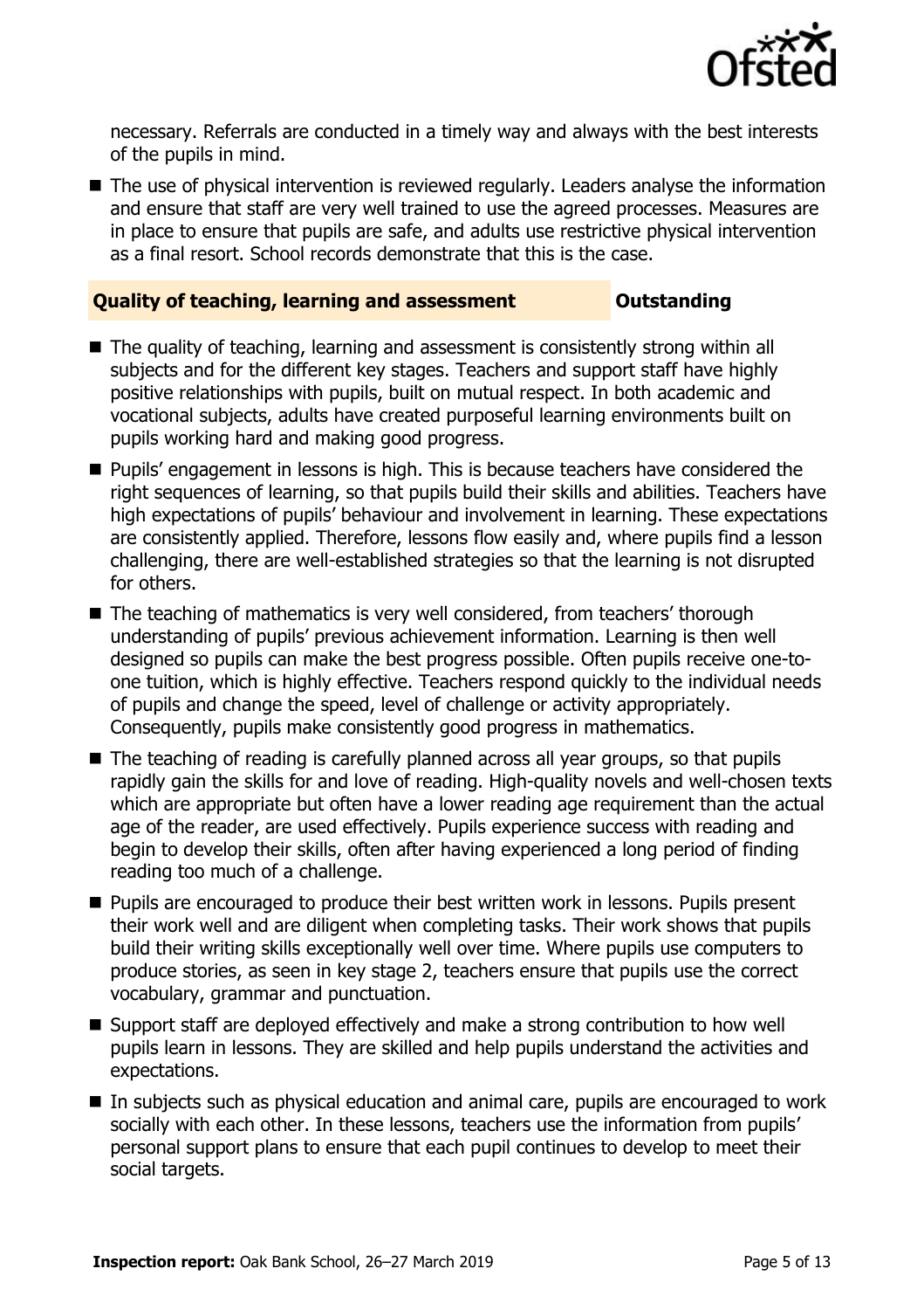necessary. Referrals are conducted in a timely way and always with the best interests of the pupils in mind.

- The use of physical intervention is reviewed regularly. Leaders analyse the information and ensure that staff are very well trained to use the agreed processes. Measures are in place to ensure that pupils are safe, and adults use restrictive physical intervention as a final resort. School records demonstrate that this is the case.

## Quality of teaching, learning and assessment — Outstanding

- The quality of teaching, learning and assessment is consistently strong within all subjects and for the different key stages. Teachers and support staff have highly positive relationships with pupils, built on mutual respect. In both academic and vocational subjects, adults have created purposeful learning environments built on pupils working hard and making good progress.
- Pupils' engagement in lessons is high. This is because teachers have considered the right sequences of learning, so that pupils build their skills and abilities. Teachers have high expectations of pupils' behaviour and involvement in learning. These expectations are consistently applied. Therefore, lessons flow easily and, where pupils find a lesson challenging, there are well-established strategies so that the learning is not disrupted for others.
- The teaching of mathematics is very well considered, from teachers' thorough understanding of pupils' previous achievement information. Learning is then well designed so pupils can make the best progress possible. Often pupils receive one-to-one tuition, which is highly effective. Teachers respond quickly to the individual needs of pupils and change the speed, level of challenge or activity appropriately. Consequently, pupils make consistently good progress in mathematics.
- The teaching of reading is carefully planned across all year groups, so that pupils rapidly gain the skills for and love of reading. High-quality novels and well-chosen texts which are appropriate but often have a lower reading age requirement than the actual age of the reader, are used effectively. Pupils experience success with reading and begin to develop their skills, often after having experienced a long period of finding reading too much of a challenge.
- Pupils are encouraged to produce their best written work in lessons. Pupils present their work well and are diligent when completing tasks. Their work shows that pupils build their writing skills exceptionally well over time. Where pupils use computers to produce stories, as seen in key stage 2, teachers ensure that pupils use the correct vocabulary, grammar and punctuation.
- Support staff are deployed effectively and make a strong contribution to how well pupils learn in lessons. They are skilled and help pupils understand the activities and expectations.
- In subjects such as physical education and animal care, pupils are encouraged to work socially with each other. In these lessons, teachers use the information from pupils' personal support plans to ensure that each pupil continues to develop to meet their social targets.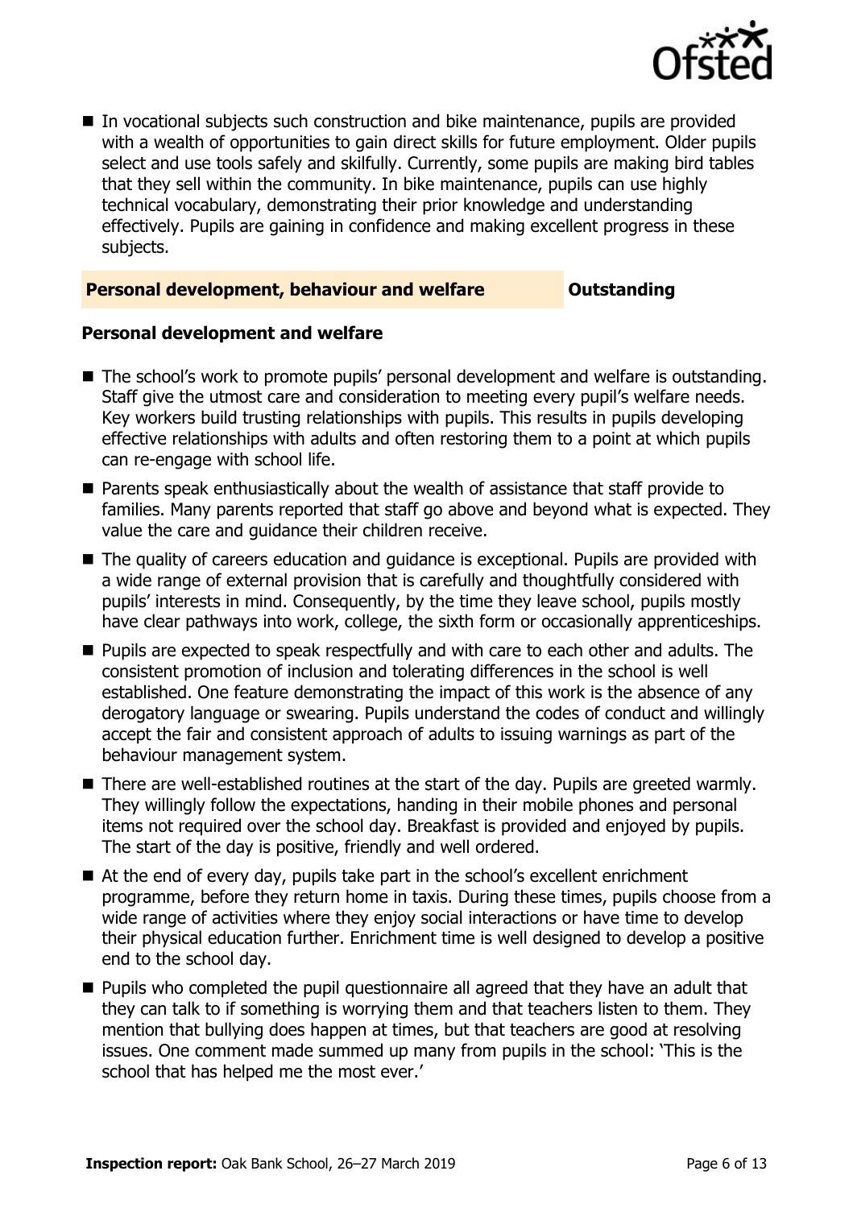- In vocational subjects such construction and bike maintenance, pupils are provided with a wealth of opportunities to gain direct skills for future employment. Older pupils select and use tools safely and skilfully. Currently, some pupils are making bird tables that they sell within the community. In bike maintenance, pupils can use highly technical vocabulary, demonstrating their prior knowledge and understanding effectively. Pupils are gaining in confidence and making excellent progress in these subjects.

## Personal development, behaviour and welfare — Outstanding

### Personal development and welfare

- The school's work to promote pupils' personal development and welfare is outstanding. Staff give the utmost care and consideration to meeting every pupil's welfare needs. Key workers build trusting relationships with pupils. This results in pupils developing effective relationships with adults and often restoring them to a point at which pupils can re-engage with school life.
- Parents speak enthusiastically about the wealth of assistance that staff provide to families. Many parents reported that staff go above and beyond what is expected. They value the care and guidance their children receive.
- The quality of careers education and guidance is exceptional. Pupils are provided with a wide range of external provision that is carefully and thoughtfully considered with pupils' interests in mind. Consequently, by the time they leave school, pupils mostly have clear pathways into work, college, the sixth form or occasionally apprenticeships.
- Pupils are expected to speak respectfully and with care to each other and adults. The consistent promotion of inclusion and tolerating differences in the school is well established. One feature demonstrating the impact of this work is the absence of any derogatory language or swearing. Pupils understand the codes of conduct and willingly accept the fair and consistent approach of adults to issuing warnings as part of the behaviour management system.
- There are well-established routines at the start of the day. Pupils are greeted warmly. They willingly follow the expectations, handing in their mobile phones and personal items not required over the school day. Breakfast is provided and enjoyed by pupils. The start of the day is positive, friendly and well ordered.
- At the end of every day, pupils take part in the school's excellent enrichment programme, before they return home in taxis. During these times, pupils choose from a wide range of activities where they enjoy social interactions or have time to develop their physical education further. Enrichment time is well designed to develop a positive end to the school day.
- Pupils who completed the pupil questionnaire all agreed that they have an adult that they can talk to if something is worrying them and that teachers listen to them. They mention that bullying does happen at times, but that teachers are good at resolving issues. One comment made summed up many from pupils in the school: 'This is the school that has helped me the most ever.'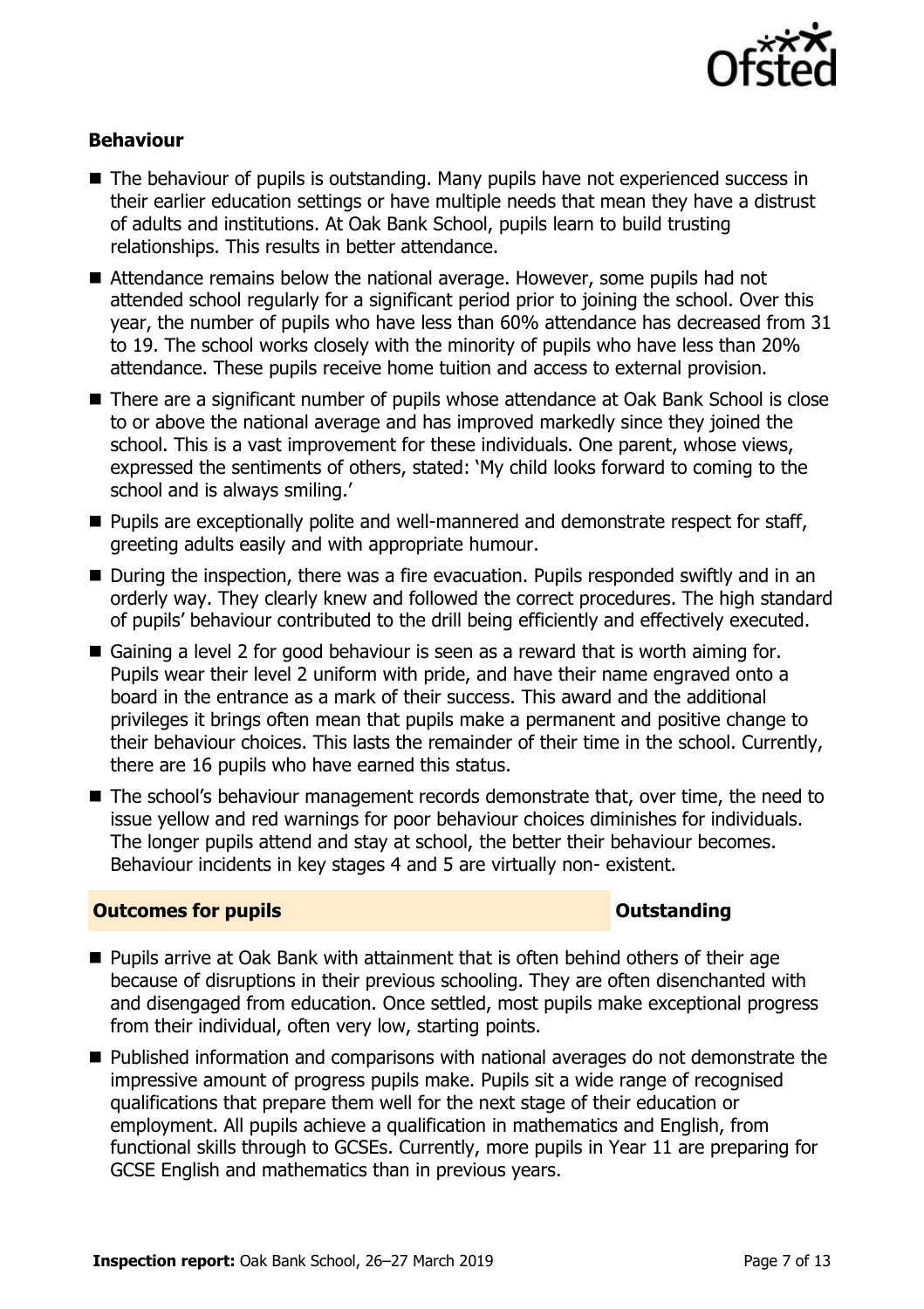### Behaviour

- The behaviour of pupils is outstanding. Many pupils have not experienced success in their earlier education settings or have multiple needs that mean they have a distrust of adults and institutions. At Oak Bank School, pupils learn to build trusting relationships. This results in better attendance.
- Attendance remains below the national average. However, some pupils had not attended school regularly for a significant period prior to joining the school. Over this year, the number of pupils who have less than 60% attendance has decreased from 31 to 19. The school works closely with the minority of pupils who have less than 20% attendance. These pupils receive home tuition and access to external provision.
- There are a significant number of pupils whose attendance at Oak Bank School is close to or above the national average and has improved markedly since they joined the school. This is a vast improvement for these individuals. One parent, whose views, expressed the sentiments of others, stated: 'My child looks forward to coming to the school and is always smiling.'
- Pupils are exceptionally polite and well-mannered and demonstrate respect for staff, greeting adults easily and with appropriate humour.
- During the inspection, there was a fire evacuation. Pupils responded swiftly and in an orderly way. They clearly knew and followed the correct procedures. The high standard of pupils' behaviour contributed to the drill being efficiently and effectively executed.
- Gaining a level 2 for good behaviour is seen as a reward that is worth aiming for. Pupils wear their level 2 uniform with pride, and have their name engraved onto a board in the entrance as a mark of their success. This award and the additional privileges it brings often mean that pupils make a permanent and positive change to their behaviour choices. This lasts the remainder of their time in the school. Currently, there are 16 pupils who have earned this status.
- The school's behaviour management records demonstrate that, over time, the need to issue yellow and red warnings for poor behaviour choices diminishes for individuals. The longer pupils attend and stay at school, the better their behaviour becomes. Behaviour incidents in key stages 4 and 5 are virtually non- existent.

## Outcomes for pupils — Outstanding

- Pupils arrive at Oak Bank with attainment that is often behind others of their age because of disruptions in their previous schooling. They are often disenchanted with and disengaged from education. Once settled, most pupils make exceptional progress from their individual, often very low, starting points.
- Published information and comparisons with national averages do not demonstrate the impressive amount of progress pupils make. Pupils sit a wide range of recognised qualifications that prepare them well for the next stage of their education or employment. All pupils achieve a qualification in mathematics and English, from functional skills through to GCSEs. Currently, more pupils in Year 11 are preparing for GCSE English and mathematics than in previous years.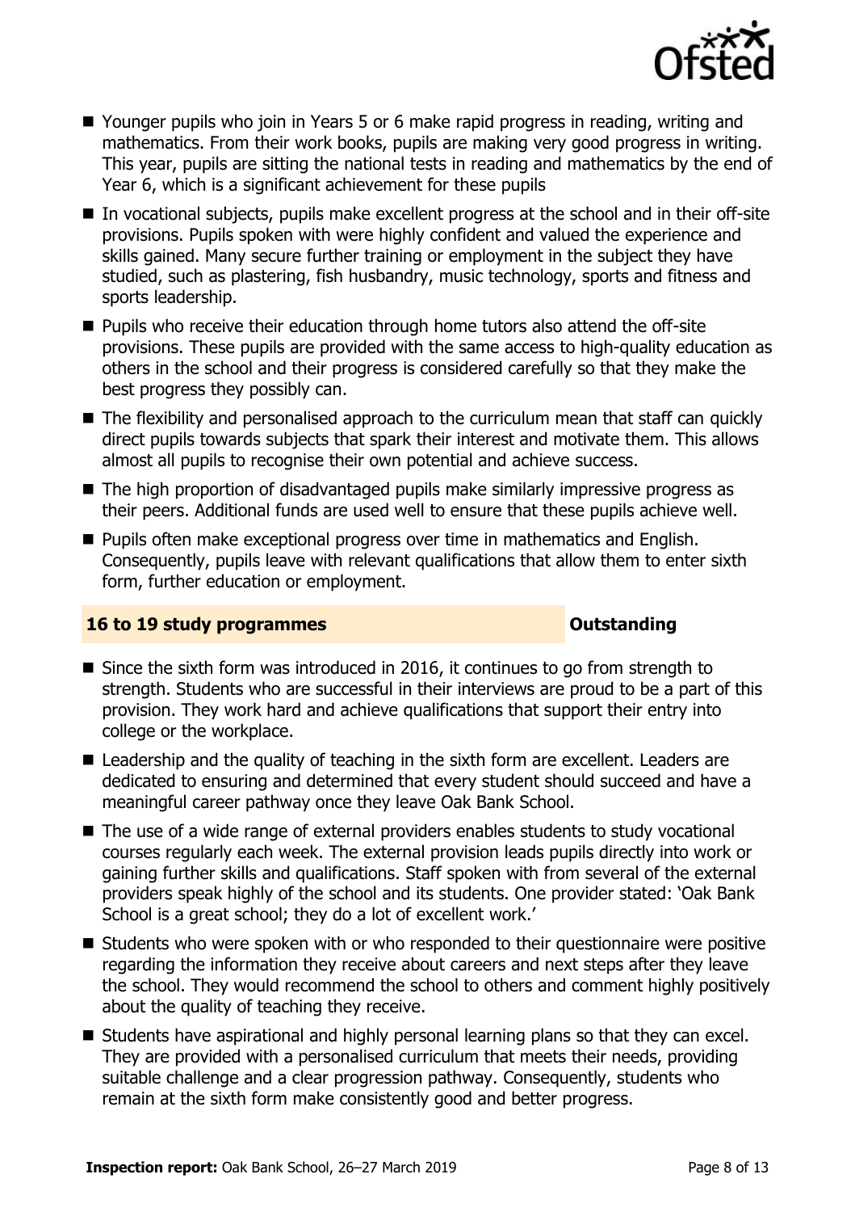- Younger pupils who join in Years 5 or 6 make rapid progress in reading, writing and mathematics. From their work books, pupils are making very good progress in writing. This year, pupils are sitting the national tests in reading and mathematics by the end of Year 6, which is a significant achievement for these pupils
- In vocational subjects, pupils make excellent progress at the school and in their off-site provisions. Pupils spoken with were highly confident and valued the experience and skills gained. Many secure further training or employment in the subject they have studied, such as plastering, fish husbandry, music technology, sports and fitness and sports leadership.
- Pupils who receive their education through home tutors also attend the off-site provisions. These pupils are provided with the same access to high-quality education as others in the school and their progress is considered carefully so that they make the best progress they possibly can.
- The flexibility and personalised approach to the curriculum mean that staff can quickly direct pupils towards subjects that spark their interest and motivate them. This allows almost all pupils to recognise their own potential and achieve success.
- The high proportion of disadvantaged pupils make similarly impressive progress as their peers. Additional funds are used well to ensure that these pupils achieve well.
- Pupils often make exceptional progress over time in mathematics and English. Consequently, pupils leave with relevant qualifications that allow them to enter sixth form, further education or employment.

## 16 to 19 study programmes — Outstanding

- Since the sixth form was introduced in 2016, it continues to go from strength to strength. Students who are successful in their interviews are proud to be a part of this provision. They work hard and achieve qualifications that support their entry into college or the workplace.
- Leadership and the quality of teaching in the sixth form are excellent. Leaders are dedicated to ensuring and determined that every student should succeed and have a meaningful career pathway once they leave Oak Bank School.
- The use of a wide range of external providers enables students to study vocational courses regularly each week. The external provision leads pupils directly into work or gaining further skills and qualifications. Staff spoken with from several of the external providers speak highly of the school and its students. One provider stated: 'Oak Bank School is a great school; they do a lot of excellent work.'
- Students who were spoken with or who responded to their questionnaire were positive regarding the information they receive about careers and next steps after they leave the school. They would recommend the school to others and comment highly positively about the quality of teaching they receive.
- Students have aspirational and highly personal learning plans so that they can excel. They are provided with a personalised curriculum that meets their needs, providing suitable challenge and a clear progression pathway. Consequently, students who remain at the sixth form make consistently good and better progress.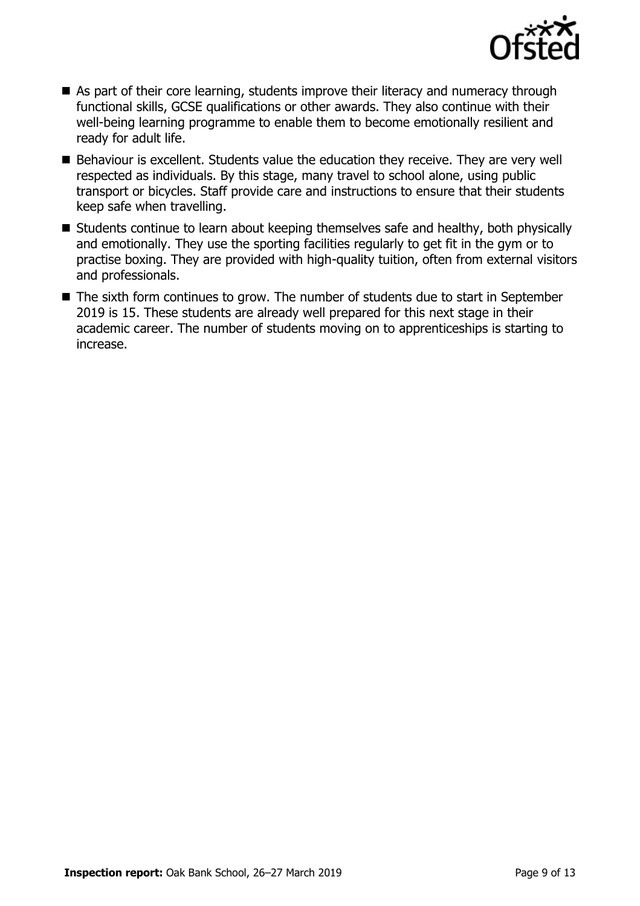- As part of their core learning, students improve their literacy and numeracy through functional skills, GCSE qualifications or other awards. They also continue with their well-being learning programme to enable them to become emotionally resilient and ready for adult life.
- Behaviour is excellent. Students value the education they receive. They are very well respected as individuals. By this stage, many travel to school alone, using public transport or bicycles. Staff provide care and instructions to ensure that their students keep safe when travelling.
- Students continue to learn about keeping themselves safe and healthy, both physically and emotionally. They use the sporting facilities regularly to get fit in the gym or to practise boxing. They are provided with high-quality tuition, often from external visitors and professionals.
- The sixth form continues to grow. The number of students due to start in September 2019 is 15. These students are already well prepared for this next stage in their academic career. The number of students moving on to apprenticeships is starting to increase.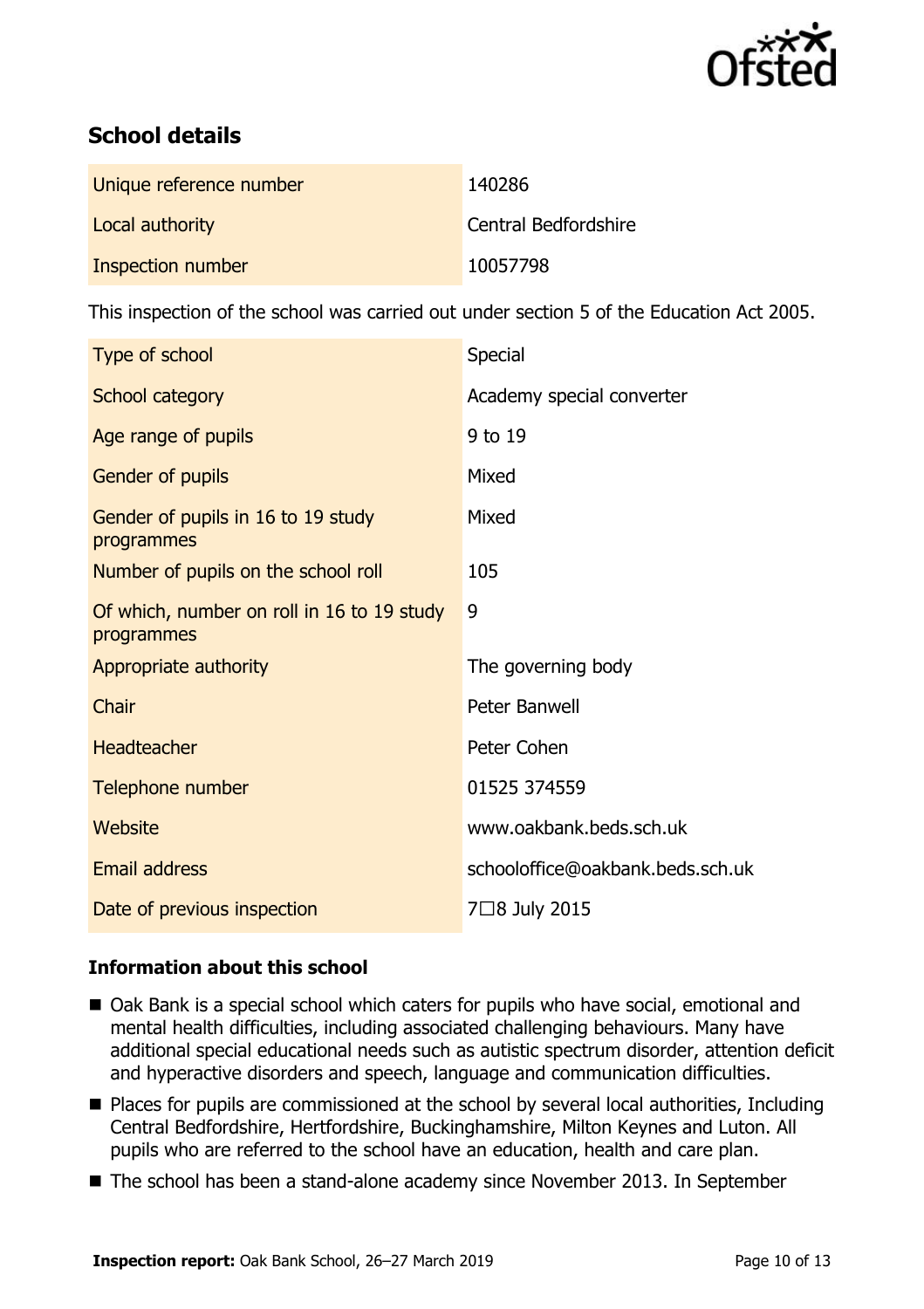## School details

| | |
|---|---|
| Unique reference number | 140286 |
| Local authority | Central Bedfordshire |
| Inspection number | 10057798 |

This inspection of the school was carried out under section 5 of the Education Act 2005.

| | |
|---|---|
| Type of school | Special |
| School category | Academy special converter |
| Age range of pupils | 9 to 19 |
| Gender of pupils | Mixed |
| Gender of pupils in 16 to 19 study programmes | Mixed |
| Number of pupils on the school roll | 105 |
| Of which, number on roll in 16 to 19 study programmes | 9 |
| Appropriate authority | The governing body |
| Chair | Peter Banwell |
| Headteacher | Peter Cohen |
| Telephone number | 01525 374559 |
| Website | www.oakbank.beds.sch.uk |
| Email address | schooloffice@oakbank.beds.sch.uk |
| Date of previous inspection | 7□8 July 2015 |

### Information about this school

- Oak Bank is a special school which caters for pupils who have social, emotional and mental health difficulties, including associated challenging behaviours. Many have additional special educational needs such as autistic spectrum disorder, attention deficit and hyperactive disorders and speech, language and communication difficulties.
- Places for pupils are commissioned at the school by several local authorities, Including Central Bedfordshire, Hertfordshire, Buckinghamshire, Milton Keynes and Luton. All pupils who are referred to the school have an education, health and care plan.
- The school has been a stand-alone academy since November 2013. In September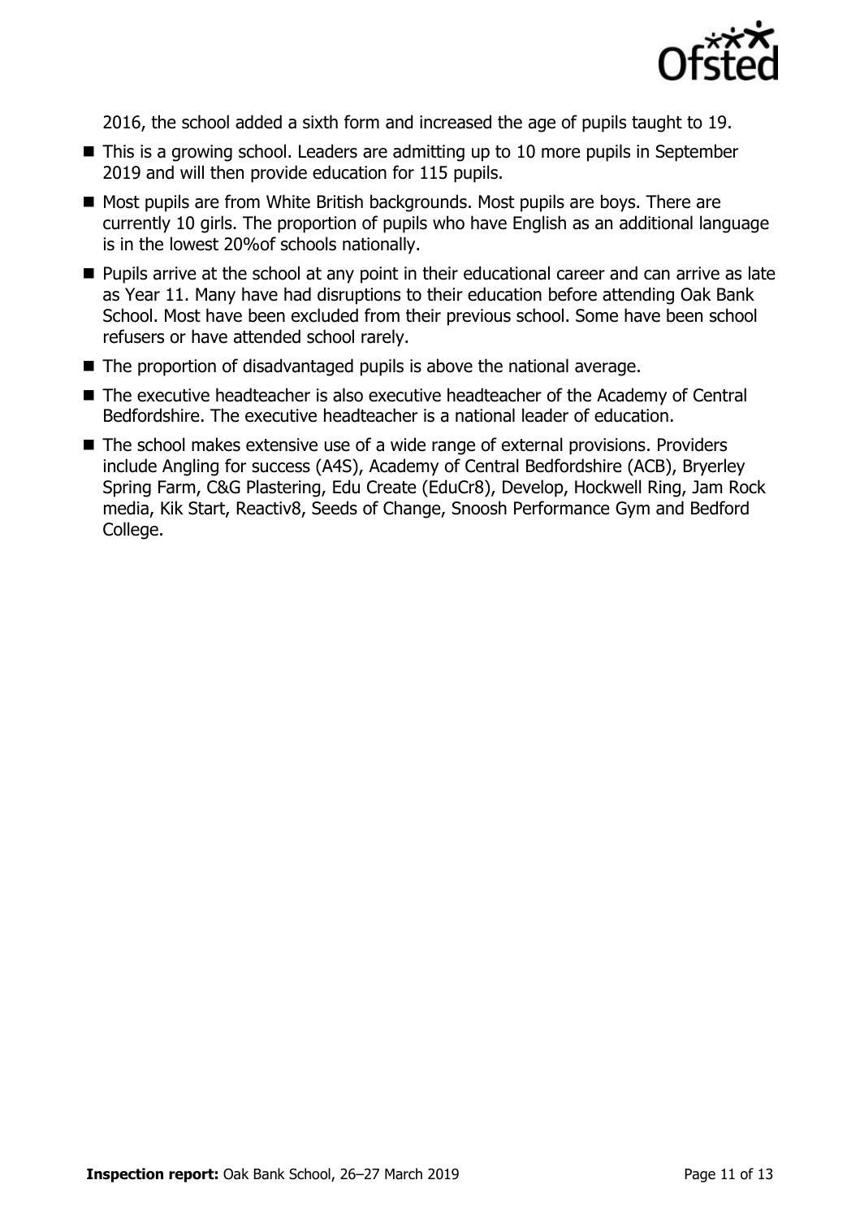2016, the school added a sixth form and increased the age of pupils taught to 19.

- This is a growing school. Leaders are admitting up to 10 more pupils in September 2019 and will then provide education for 115 pupils.
- Most pupils are from White British backgrounds. Most pupils are boys. There are currently 10 girls. The proportion of pupils who have English as an additional language is in the lowest 20%of schools nationally.
- Pupils arrive at the school at any point in their educational career and can arrive as late as Year 11. Many have had disruptions to their education before attending Oak Bank School. Most have been excluded from their previous school. Some have been school refusers or have attended school rarely.
- The proportion of disadvantaged pupils is above the national average.
- The executive headteacher is also executive headteacher of the Academy of Central Bedfordshire. The executive headteacher is a national leader of education.
- The school makes extensive use of a wide range of external provisions. Providers include Angling for success (A4S), Academy of Central Bedfordshire (ACB), Bryerley Spring Farm, C&G Plastering, Edu Create (EduCr8), Develop, Hockwell Ring, Jam Rock media, Kik Start, Reactiv8, Seeds of Change, Snoosh Performance Gym and Bedford College.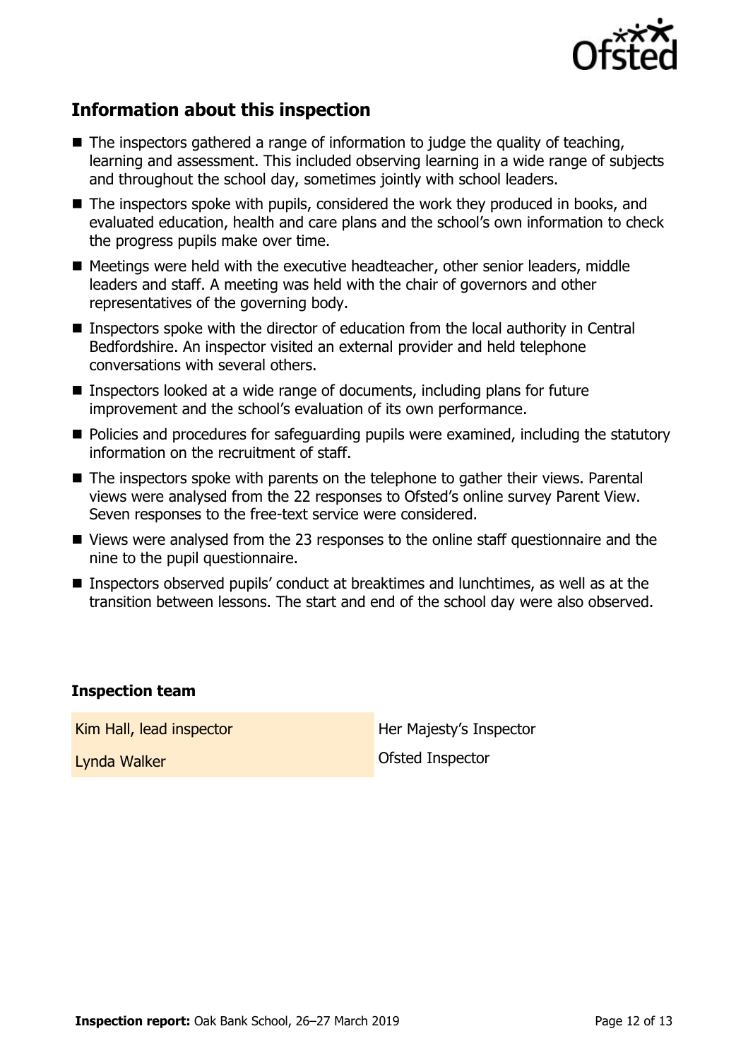## Information about this inspection

- The inspectors gathered a range of information to judge the quality of teaching, learning and assessment. This included observing learning in a wide range of subjects and throughout the school day, sometimes jointly with school leaders.
- The inspectors spoke with pupils, considered the work they produced in books, and evaluated education, health and care plans and the school's own information to check the progress pupils make over time.
- Meetings were held with the executive headteacher, other senior leaders, middle leaders and staff. A meeting was held with the chair of governors and other representatives of the governing body.
- Inspectors spoke with the director of education from the local authority in Central Bedfordshire. An inspector visited an external provider and held telephone conversations with several others.
- Inspectors looked at a wide range of documents, including plans for future improvement and the school's evaluation of its own performance.
- Policies and procedures for safeguarding pupils were examined, including the statutory information on the recruitment of staff.
- The inspectors spoke with parents on the telephone to gather their views. Parental views were analysed from the 22 responses to Ofsted's online survey Parent View. Seven responses to the free-text service were considered.
- Views were analysed from the 23 responses to the online staff questionnaire and the nine to the pupil questionnaire.
- Inspectors observed pupils' conduct at breaktimes and lunchtimes, as well as at the transition between lessons. The start and end of the school day were also observed.

### Inspection team

| | |
|---|---|
| Kim Hall, lead inspector | Her Majesty's Inspector |
| Lynda Walker | Ofsted Inspector |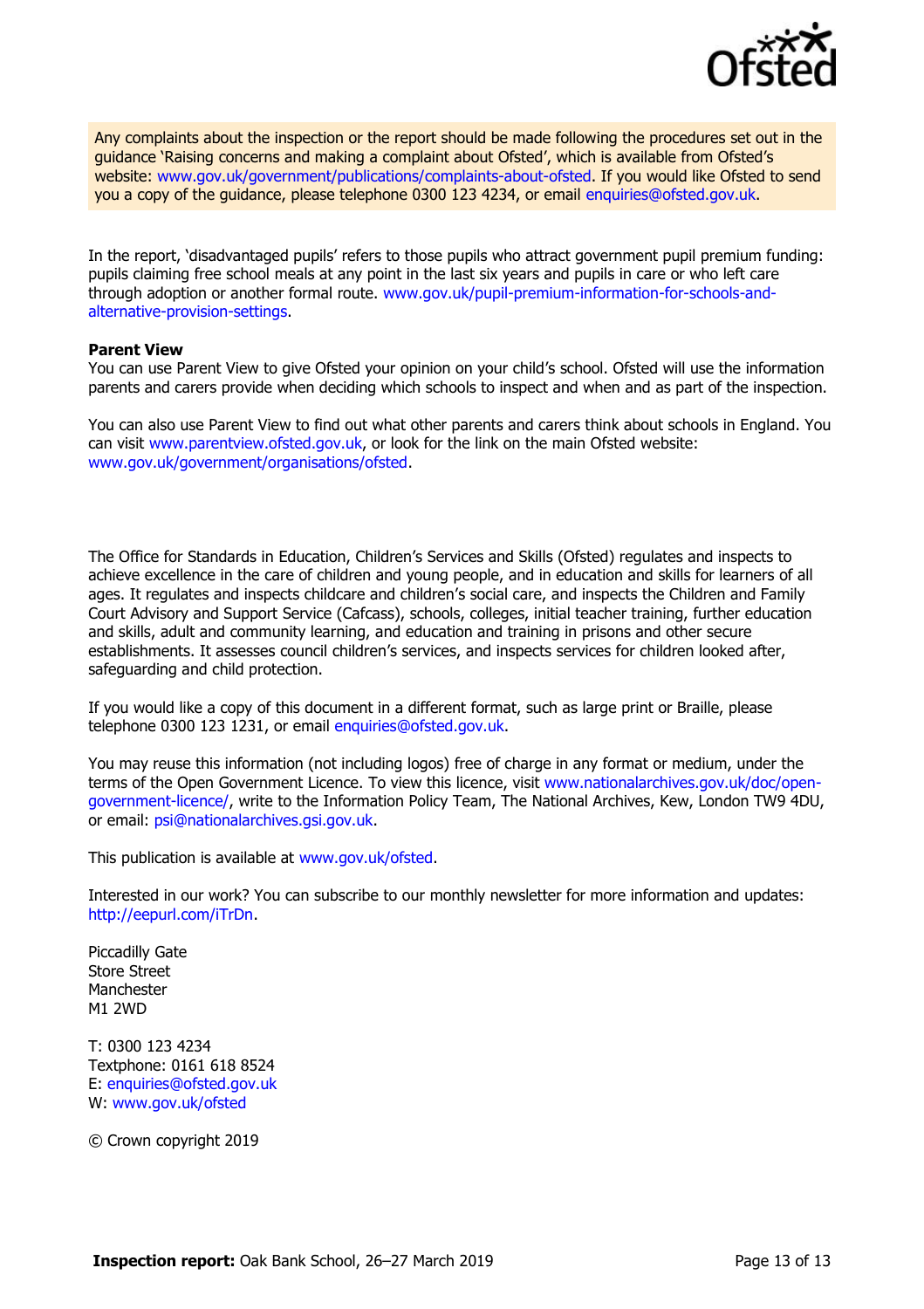Any complaints about the inspection or the report should be made following the procedures set out in the guidance 'Raising concerns and making a complaint about Ofsted', which is available from Ofsted's website: www.gov.uk/government/publications/complaints-about-ofsted. If you would like Ofsted to send you a copy of the guidance, please telephone 0300 123 4234, or email enquiries@ofsted.gov.uk.

In the report, 'disadvantaged pupils' refers to those pupils who attract government pupil premium funding: pupils claiming free school meals at any point in the last six years and pupils in care or who left care through adoption or another formal route. www.gov.uk/pupil-premium-information-for-schools-and-alternative-provision-settings.

**Parent View**

You can use Parent View to give Ofsted your opinion on your child's school. Ofsted will use the information parents and carers provide when deciding which schools to inspect and when and as part of the inspection.

You can also use Parent View to find out what other parents and carers think about schools in England. You can visit www.parentview.ofsted.gov.uk, or look for the link on the main Ofsted website: www.gov.uk/government/organisations/ofsted.

The Office for Standards in Education, Children's Services and Skills (Ofsted) regulates and inspects to achieve excellence in the care of children and young people, and in education and skills for learners of all ages. It regulates and inspects childcare and children's social care, and inspects the Children and Family Court Advisory and Support Service (Cafcass), schools, colleges, initial teacher training, further education and skills, adult and community learning, and education and training in prisons and other secure establishments. It assesses council children's services, and inspects services for children looked after, safeguarding and child protection.

If you would like a copy of this document in a different format, such as large print or Braille, please telephone 0300 123 1231, or email enquiries@ofsted.gov.uk.

You may reuse this information (not including logos) free of charge in any format or medium, under the terms of the Open Government Licence. To view this licence, visit www.nationalarchives.gov.uk/doc/open-government-licence/, write to the Information Policy Team, The National Archives, Kew, London TW9 4DU, or email: psi@nationalarchives.gsi.gov.uk.

This publication is available at www.gov.uk/ofsted.

Interested in our work? You can subscribe to our monthly newsletter for more information and updates: http://eepurl.com/iTrDn.

Piccadilly Gate
Store Street
Manchester
M1 2WD

T: 0300 123 4234
Textphone: 0161 618 8524
E: enquiries@ofsted.gov.uk
W: www.gov.uk/ofsted

© Crown copyright 2019